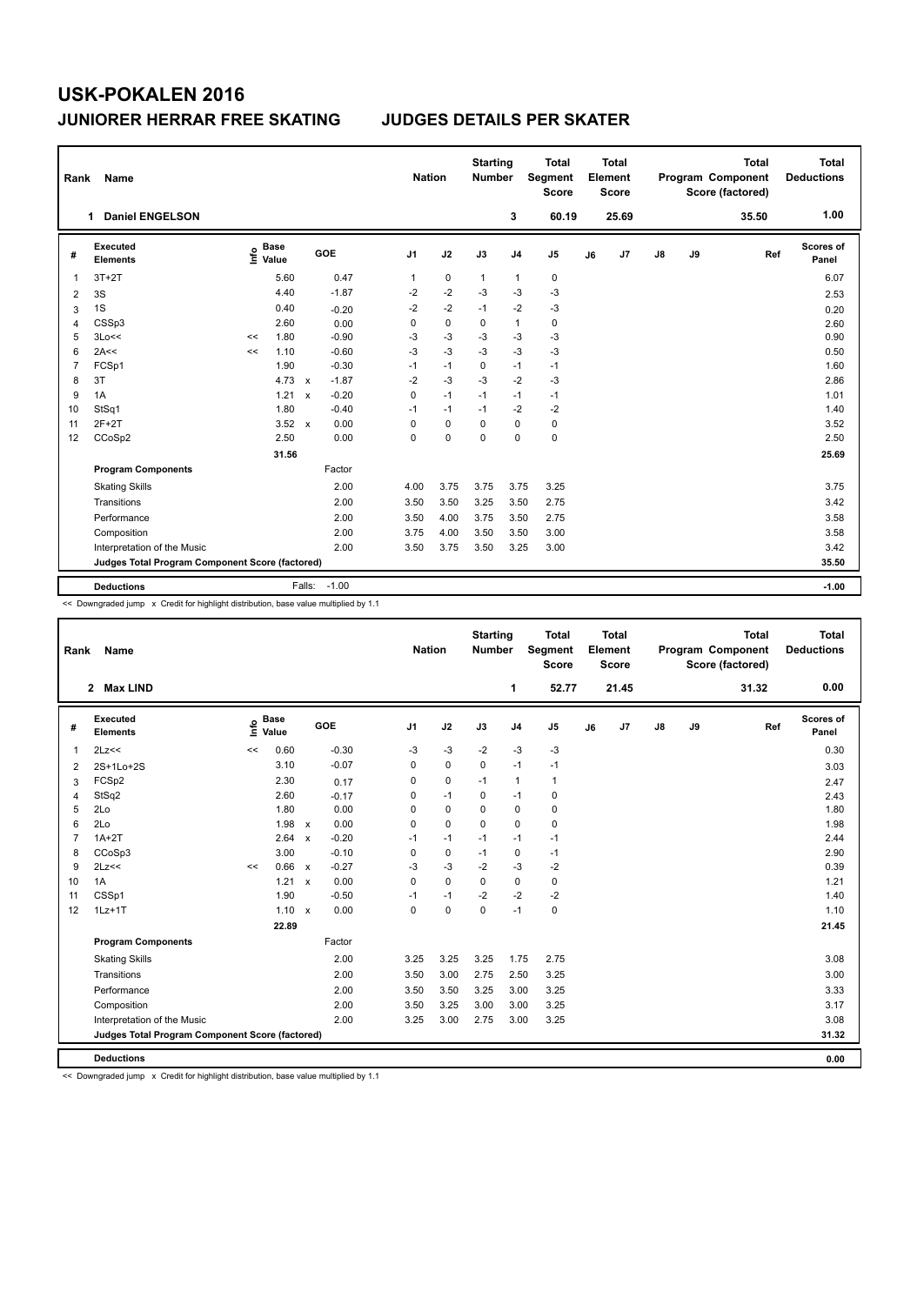# USK-POKALEN 2016

## JUNIORER HERRAR FREE SKATING JUDGES DETAILS PER SKATER

| Rank | Name | Nation | Starting Number | Total Segment Score | Total Element Score | Total Program Component Score (factored) | Total Deductions |
|---|---|---|---|---|---|---|---|
| 1 | Daniel ENGELSON | | 3 | 60.19 | 25.69 | 35.50 | 1.00 |

| # | Executed Elements | Info | Base Value | | GOE | J1 | J2 | J3 | J4 | J5 | J6 | J7 | J8 | J9 | Ref | Scores of Panel |
|---|---|---|---|---|---|---|---|---|---|---|---|---|---|---|---|---|
| 1 | 3T+2T | | 5.60 | | 0.47 | 1 | 0 | 1 | 1 | 0 | | | | | | 6.07 |
| 2 | 3S | | 4.40 | | -1.87 | -2 | -2 | -3 | -3 | -3 | | | | | | 2.53 |
| 3 | 1S | | 0.40 | | -0.20 | -2 | -2 | -1 | -2 | -3 | | | | | | 0.20 |
| 4 | CSSp3 | | 2.60 | | 0.00 | 0 | 0 | 0 | 1 | 0 | | | | | | 2.60 |
| 5 | 3Lo<< | << | 1.80 | | -0.90 | -3 | -3 | -3 | -3 | -3 | | | | | | 0.90 |
| 6 | 2A<< | << | 1.10 | | -0.60 | -3 | -3 | -3 | -3 | -3 | | | | | | 0.50 |
| 7 | FCSp1 | | 1.90 | | -0.30 | -1 | -1 | 0 | -1 | -1 | | | | | | 1.60 |
| 8 | 3T | | 4.73 | x | -1.87 | -2 | -3 | -3 | -2 | -3 | | | | | | 2.86 |
| 9 | 1A | | 1.21 | x | -0.20 | 0 | -1 | -1 | -1 | -1 | | | | | | 1.01 |
| 10 | StSq1 | | 1.80 | | -0.40 | -1 | -1 | -1 | -2 | -2 | | | | | | 1.40 |
| 11 | 2F+2T | | 3.52 | x | 0.00 | 0 | 0 | 0 | 0 | 0 | | | | | | 3.52 |
| 12 | CCoSp2 | | 2.50 | | 0.00 | 0 | 0 | 0 | 0 | 0 | | | | | | 2.50 |
| | | | 31.56 | | | | | | | | | | | | | 25.69 |
| | **Program Components** | | | | Factor | | | | | | | | | | | |
| | Skating Skills | | | | 2.00 | 4.00 | 3.75 | 3.75 | 3.75 | 3.25 | | | | | | 3.75 |
| | Transitions | | | | 2.00 | 3.50 | 3.50 | 3.25 | 3.50 | 2.75 | | | | | | 3.42 |
| | Performance | | | | 2.00 | 3.50 | 4.00 | 3.75 | 3.50 | 2.75 | | | | | | 3.58 |
| | Composition | | | | 2.00 | 3.75 | 4.00 | 3.50 | 3.50 | 3.00 | | | | | | 3.58 |
| | Interpretation of the Music | | | | 2.00 | 3.50 | 3.75 | 3.50 | 3.25 | 3.00 | | | | | | 3.42 |
| | **Judges Total Program Component Score (factored)** | | | | | | | | | | | | | | | 35.50 |
| | **Deductions** | | Falls: | | -1.00 | | | | | | | | | | | -1.00 |

<< Downgraded jump x Credit for highlight distribution, base value multiplied by 1.1

| Rank | Name | Nation | Starting Number | Total Segment Score | Total Element Score | Total Program Component Score (factored) | Total Deductions |
|---|---|---|---|---|---|---|---|
| 2 | Max LIND | | 1 | 52.77 | 21.45 | 31.32 | 0.00 |

| # | Executed Elements | Info | Base Value | | GOE | J1 | J2 | J3 | J4 | J5 | J6 | J7 | J8 | J9 | Ref | Scores of Panel |
|---|---|---|---|---|---|---|---|---|---|---|---|---|---|---|---|---|
| 1 | 2Lz<< | << | 0.60 | | -0.30 | -3 | -3 | -2 | -3 | -3 | | | | | | 0.30 |
| 2 | 2S+1Lo+2S | | 3.10 | | -0.07 | 0 | 0 | 0 | -1 | -1 | | | | | | 3.03 |
| 3 | FCSp2 | | 2.30 | | 0.17 | 0 | 0 | -1 | 1 | 1 | | | | | | 2.47 |
| 4 | StSq2 | | 2.60 | | -0.17 | 0 | -1 | 0 | -1 | 0 | | | | | | 2.43 |
| 5 | 2Lo | | 1.80 | | 0.00 | 0 | 0 | 0 | 0 | 0 | | | | | | 1.80 |
| 6 | 2Lo | | 1.98 | x | 0.00 | 0 | 0 | 0 | 0 | 0 | | | | | | 1.98 |
| 7 | 1A+2T | | 2.64 | x | -0.20 | -1 | -1 | -1 | -1 | -1 | | | | | | 2.44 |
| 8 | CCoSp3 | | 3.00 | | -0.10 | 0 | 0 | -1 | 0 | -1 | | | | | | 2.90 |
| 9 | 2Lz<< | << | 0.66 | x | -0.27 | -3 | -3 | -2 | -3 | -2 | | | | | | 0.39 |
| 10 | 1A | | 1.21 | x | 0.00 | 0 | 0 | 0 | 0 | 0 | | | | | | 1.21 |
| 11 | CSSp1 | | 1.90 | | -0.50 | -1 | -1 | -2 | -2 | -2 | | | | | | 1.40 |
| 12 | 1Lz+1T | | 1.10 | x | 0.00 | 0 | 0 | 0 | -1 | 0 | | | | | | 1.10 |
| | | | 22.89 | | | | | | | | | | | | | 21.45 |
| | **Program Components** | | | | Factor | | | | | | | | | | | |
| | Skating Skills | | | | 2.00 | 3.25 | 3.25 | 3.25 | 1.75 | 2.75 | | | | | | 3.08 |
| | Transitions | | | | 2.00 | 3.50 | 3.00 | 2.75 | 2.50 | 3.25 | | | | | | 3.00 |
| | Performance | | | | 2.00 | 3.50 | 3.50 | 3.25 | 3.00 | 3.25 | | | | | | 3.33 |
| | Composition | | | | 2.00 | 3.50 | 3.25 | 3.00 | 3.00 | 3.25 | | | | | | 3.17 |
| | Interpretation of the Music | | | | 2.00 | 3.25 | 3.00 | 2.75 | 3.00 | 3.25 | | | | | | 3.08 |
| | **Judges Total Program Component Score (factored)** | | | | | | | | | | | | | | | 31.32 |
| | **Deductions** | | | | | | | | | | | | | | | 0.00 |

<< Downgraded jump x Credit for highlight distribution, base value multiplied by 1.1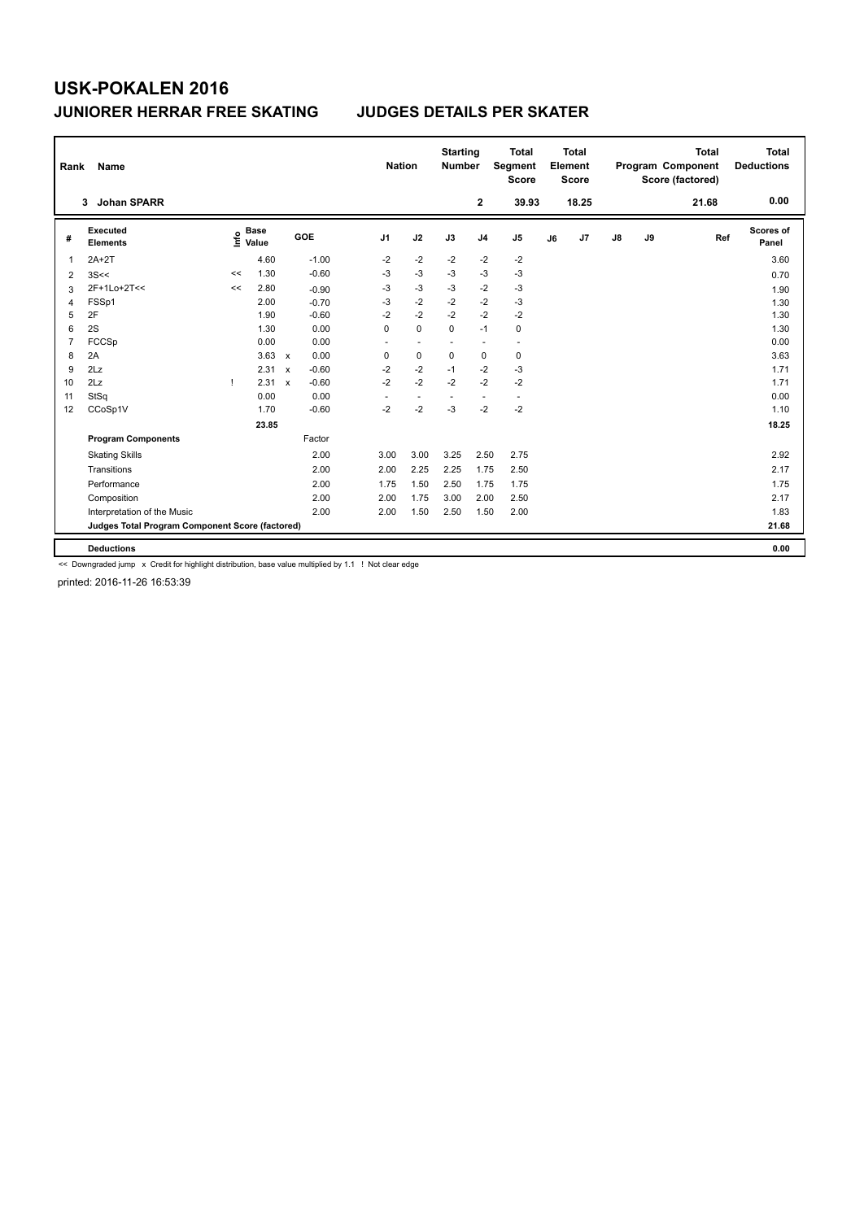# USK-POKALEN 2016

## JUNIORER HERRAR FREE SKATING    JUDGES DETAILS PER SKATER

| Rank | Name | Nation | Starting Number | Total Segment Score | Total Element Score | Total Program Component Score (factored) | Total Deductions |
|---|---|---|---|---|---|---|---|
| 3 | Johan SPARR | | 2 | 39.93 | 18.25 | 21.68 | 0.00 |

| # | Executed Elements | Info | Base Value | | GOE | J1 | J2 | J3 | J4 | J5 | J6 | J7 | J8 | J9 | Ref | Scores of Panel |
|---|---|---|---|---|---|---|---|---|---|---|---|---|---|---|---|---|
| 1 | 2A+2T | | 4.60 | | -1.00 | -2 | -2 | -2 | -2 | -2 | | | | | | 3.60 |
| 2 | 3S<< | << | 1.30 | | -0.60 | -3 | -3 | -3 | -3 | -3 | | | | | | 0.70 |
| 3 | 2F+1Lo+2T<< | << | 2.80 | | -0.90 | -3 | -3 | -3 | -2 | -3 | | | | | | 1.90 |
| 4 | FSSp1 | | 2.00 | | -0.70 | -3 | -2 | -2 | -2 | -3 | | | | | | 1.30 |
| 5 | 2F | | 1.90 | | -0.60 | -2 | -2 | -2 | -2 | -2 | | | | | | 1.30 |
| 6 | 2S | | 1.30 | | 0.00 | 0 | 0 | 0 | -1 | 0 | | | | | | 1.30 |
| 7 | FCCSp | | 0.00 | | 0.00 | - | - | - | - | - | | | | | | 0.00 |
| 8 | 2A | | 3.63 | x | 0.00 | 0 | 0 | 0 | 0 | 0 | | | | | | 3.63 |
| 9 | 2Lz | | 2.31 | x | -0.60 | -2 | -2 | -1 | -2 | -3 | | | | | | 1.71 |
| 10 | 2Lz | ! | 2.31 | x | -0.60 | -2 | -2 | -2 | -2 | -2 | | | | | | 1.71 |
| 11 | StSq | | 0.00 | | 0.00 | - | - | - | - | - | | | | | | 0.00 |
| 12 | CCoSp1V | | 1.70 | | -0.60 | -2 | -2 | -3 | -2 | -2 | | | | | | 1.10 |
| | | | 23.85 | | | | | | | | | | | | | 18.25 |
| | **Program Components** | | | | Factor | | | | | | | | | | | |
| | Skating Skills | | | | 2.00 | 3.00 | 3.00 | 3.25 | 2.50 | 2.75 | | | | | | 2.92 |
| | Transitions | | | | 2.00 | 2.00 | 2.25 | 2.25 | 1.75 | 2.50 | | | | | | 2.17 |
| | Performance | | | | 2.00 | 1.75 | 1.50 | 2.50 | 1.75 | 1.75 | | | | | | 1.75 |
| | Composition | | | | 2.00 | 2.00 | 1.75 | 3.00 | 2.00 | 2.50 | | | | | | 2.17 |
| | Interpretation of the Music | | | | 2.00 | 2.00 | 1.50 | 2.50 | 1.50 | 2.00 | | | | | | 1.83 |
| | Judges Total Program Component Score (factored) | | | | | | | | | | | | | | | 21.68 |
| | **Deductions** | | | | | | | | | | | | | | | 0.00 |

<< Downgraded jump x Credit for highlight distribution, base value multiplied by 1.1 ! Not clear edge

printed: 2016-11-26 16:53:39